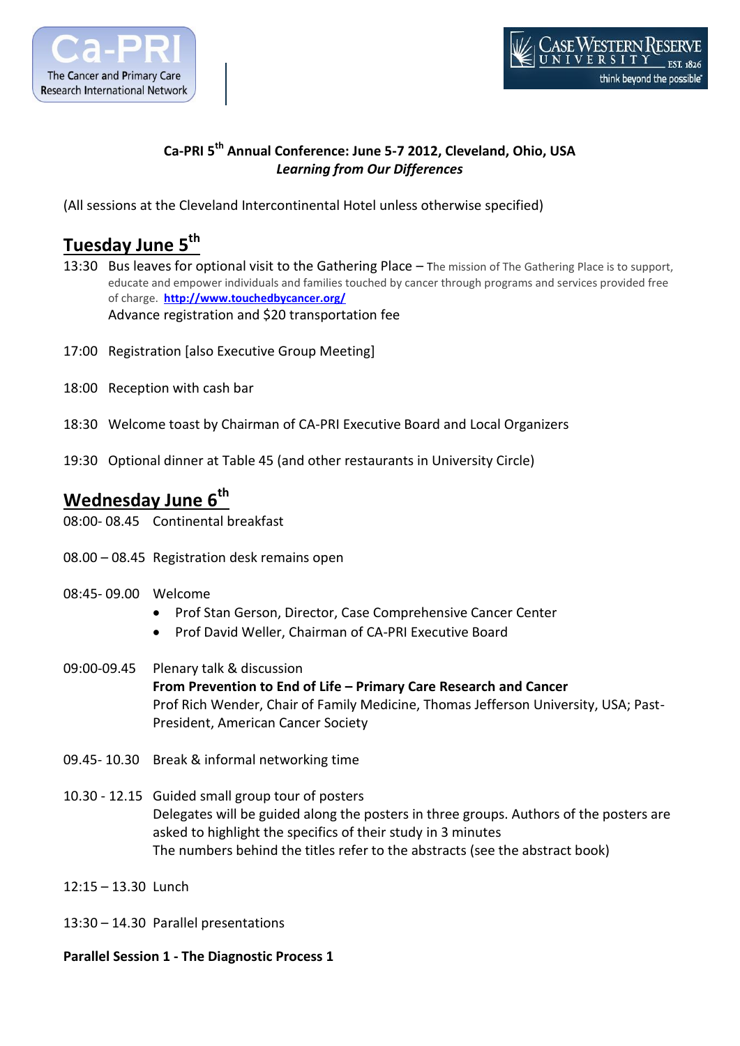Ca-PRI
The Cancer and Primary Care Research International Network

CASE WESTERN RESERVE UNIVERSITY EST. 1826
think beyond the possible

**Ca-PRI 5th Annual Conference: June 5-7 2012, Cleveland, Ohio, USA**
***Learning from Our Differences***

(All sessions at the Cleveland Intercontinental Hotel unless otherwise specified)

## Tuesday June 5th

13:30 Bus leaves for optional visit to the Gathering Place – The mission of The Gathering Place is to support, educate and empower individuals and families touched by cancer through programs and services provided free of charge. **http://www.touchedbycancer.org/**
Advance registration and $20 transportation fee

17:00 Registration [also Executive Group Meeting]

18:00 Reception with cash bar

18:30 Welcome toast by Chairman of CA-PRI Executive Board and Local Organizers

19:30 Optional dinner at Table 45 (and other restaurants in University Circle)

## Wednesday June 6th

08:00- 08.45 Continental breakfast

08.00 – 08.45 Registration desk remains open

08:45- 09.00 Welcome

- Prof Stan Gerson, Director, Case Comprehensive Cancer Center
- Prof David Weller, Chairman of CA-PRI Executive Board

09:00-09.45 Plenary talk & discussion
**From Prevention to End of Life – Primary Care Research and Cancer**
Prof Rich Wender, Chair of Family Medicine, Thomas Jefferson University, USA; Past-President, American Cancer Society

09.45- 10.30 Break & informal networking time

10.30 - 12.15 Guided small group tour of posters
Delegates will be guided along the posters in three groups. Authors of the posters are asked to highlight the specifics of their study in 3 minutes
The numbers behind the titles refer to the abstracts (see the abstract book)

12:15 – 13.30 Lunch

13:30 – 14.30 Parallel presentations

**Parallel Session 1 - The Diagnostic Process 1**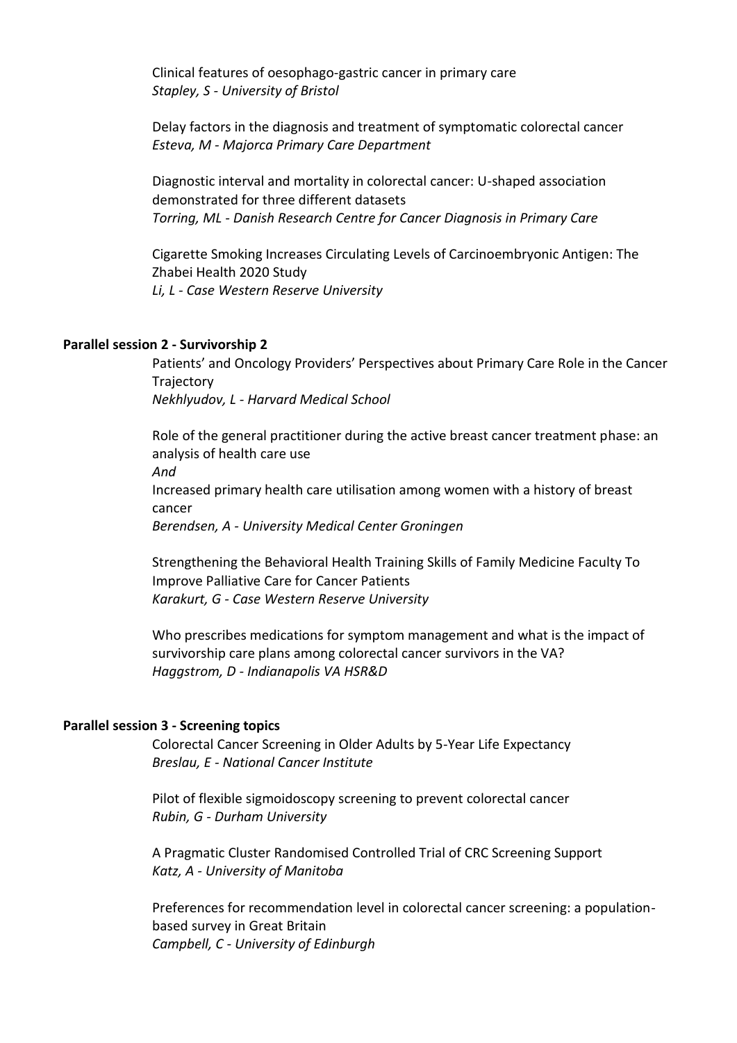Clinical features of oesophago-gastric cancer in primary care
*Stapley, S - University of Bristol*

Delay factors in the diagnosis and treatment of symptomatic colorectal cancer
*Esteva, M - Majorca Primary Care Department*

Diagnostic interval and mortality in colorectal cancer: U-shaped association demonstrated for three different datasets
*Torring, ML - Danish Research Centre for Cancer Diagnosis in Primary Care*

Cigarette Smoking Increases Circulating Levels of Carcinoembryonic Antigen: The Zhabei Health 2020 Study
*Li, L - Case Western Reserve University*

**Parallel session 2 - Survivorship 2**

Patients' and Oncology Providers' Perspectives about Primary Care Role in the Cancer Trajectory
*Nekhlyudov, L - Harvard Medical School*

Role of the general practitioner during the active breast cancer treatment phase: an analysis of health care use
*And*
Increased primary health care utilisation among women with a history of breast cancer
*Berendsen, A - University Medical Center Groningen*

Strengthening the Behavioral Health Training Skills of Family Medicine Faculty To Improve Palliative Care for Cancer Patients
*Karakurt, G - Case Western Reserve University*

Who prescribes medications for symptom management and what is the impact of survivorship care plans among colorectal cancer survivors in the VA?
*Haggstrom, D - Indianapolis VA HSR&D*

**Parallel session 3 - Screening topics**

Colorectal Cancer Screening in Older Adults by 5-Year Life Expectancy
*Breslau, E - National Cancer Institute*

Pilot of flexible sigmoidoscopy screening to prevent colorectal cancer
*Rubin, G - Durham University*

A Pragmatic Cluster Randomised Controlled Trial of CRC Screening Support
*Katz, A - University of Manitoba*

Preferences for recommendation level in colorectal cancer screening: a population-based survey in Great Britain
*Campbell, C - University of Edinburgh*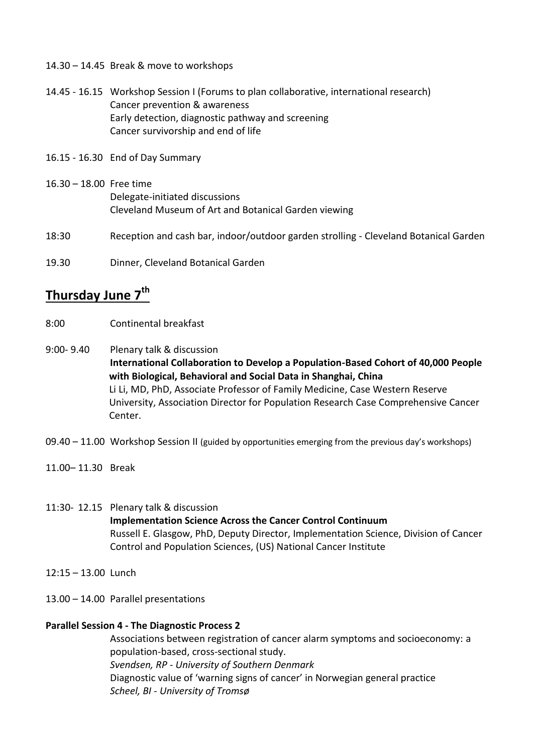14.30 – 14.45 Break & move to workshops

14.45 - 16.15 Workshop Session I (Forums to plan collaborative, international research)
Cancer prevention & awareness
Early detection, diagnostic pathway and screening
Cancer survivorship and end of life

16.15 - 16.30 End of Day Summary

16.30 – 18.00 Free time
Delegate-initiated discussions
Cleveland Museum of Art and Botanical Garden viewing

18:30 Reception and cash bar, indoor/outdoor garden strolling - Cleveland Botanical Garden

19.30 Dinner, Cleveland Botanical Garden

## Thursday June 7th

8:00 Continental breakfast

9:00- 9.40 Plenary talk & discussion
**International Collaboration to Develop a Population-Based Cohort of 40,000 People with Biological, Behavioral and Social Data in Shanghai, China**
Li Li, MD, PhD, Associate Professor of Family Medicine, Case Western Reserve University, Association Director for Population Research Case Comprehensive Cancer Center.

09.40 – 11.00 Workshop Session II (guided by opportunities emerging from the previous day's workshops)

11.00– 11.30 Break

11:30- 12.15 Plenary talk & discussion
**Implementation Science Across the Cancer Control Continuum**
Russell E. Glasgow, PhD, Deputy Director, Implementation Science, Division of Cancer Control and Population Sciences, (US) National Cancer Institute

12:15 – 13.00 Lunch

13.00 – 14.00 Parallel presentations

**Parallel Session 4 - The Diagnostic Process 2**

Associations between registration of cancer alarm symptoms and socioeconomy: a population-based, cross-sectional study.
*Svendsen, RP - University of Southern Denmark*

Diagnostic value of 'warning signs of cancer' in Norwegian general practice
*Scheel, BI - University of Tromsø*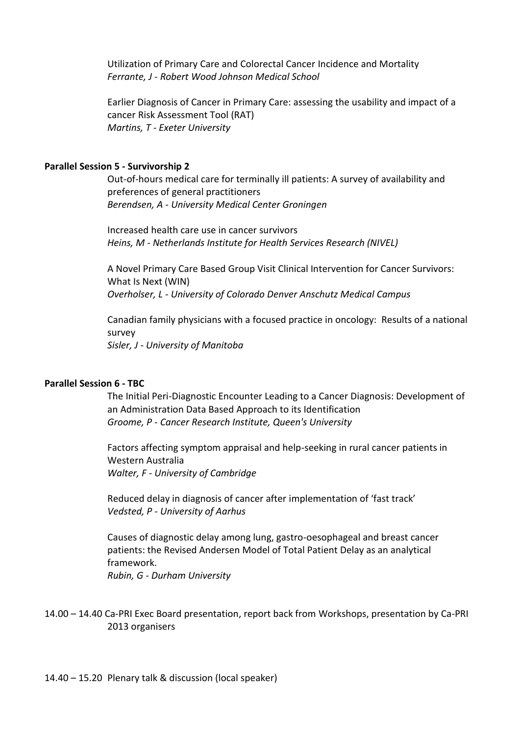Utilization of Primary Care and Colorectal Cancer Incidence and Mortality
*Ferrante, J - Robert Wood Johnson Medical School*

Earlier Diagnosis of Cancer in Primary Care: assessing the usability and impact of a cancer Risk Assessment Tool (RAT)
*Martins, T - Exeter University*

**Parallel Session 5 - Survivorship 2**

Out-of-hours medical care for terminally ill patients: A survey of availability and preferences of general practitioners
*Berendsen, A - University Medical Center Groningen*

Increased health care use in cancer survivors
*Heins, M - Netherlands Institute for Health Services Research (NIVEL)*

A Novel Primary Care Based Group Visit Clinical Intervention for Cancer Survivors: What Is Next (WIN)
*Overholser, L - University of Colorado Denver Anschutz Medical Campus*

Canadian family physicians with a focused practice in oncology: Results of a national survey
*Sisler, J - University of Manitoba*

**Parallel Session 6 - TBC**

The Initial Peri-Diagnostic Encounter Leading to a Cancer Diagnosis: Development of an Administration Data Based Approach to its Identification
*Groome, P - Cancer Research Institute, Queen's University*

Factors affecting symptom appraisal and help-seeking in rural cancer patients in Western Australia
*Walter, F - University of Cambridge*

Reduced delay in diagnosis of cancer after implementation of 'fast track'
*Vedsted, P - University of Aarhus*

Causes of diagnostic delay among lung, gastro-oesophageal and breast cancer patients: the Revised Andersen Model of Total Patient Delay as an analytical framework.
*Rubin, G - Durham University*

14.00 – 14.40 Ca-PRI Exec Board presentation, report back from Workshops, presentation by Ca-PRI 2013 organisers

14.40 – 15.20 Plenary talk & discussion (local speaker)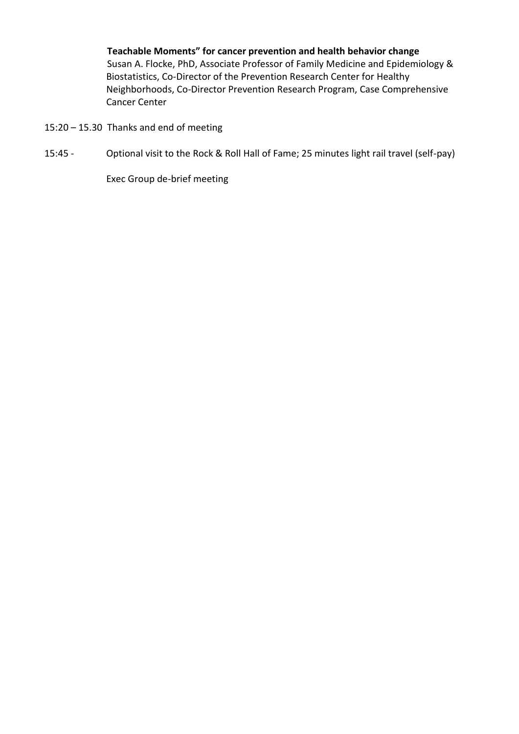**Teachable Moments" for cancer prevention and health behavior change**
Susan A. Flocke, PhD, Associate Professor of Family Medicine and Epidemiology & Biostatistics, Co-Director of the Prevention Research Center for Healthy Neighborhoods, Co-Director Prevention Research Program, Case Comprehensive Cancer Center

15:20 – 15.30 Thanks and end of meeting

15:45 - Optional visit to the Rock & Roll Hall of Fame; 25 minutes light rail travel (self-pay)

Exec Group de-brief meeting